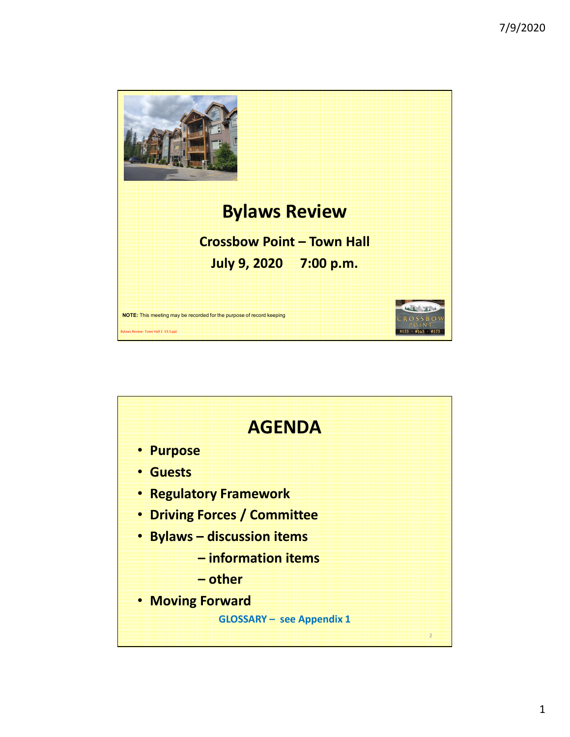# Bylaws Review

**Crossbow Point – Town Hall**

**July 9, 2020 7:00 p.m.**

**NOTE:** This meeting may be recorded for the purpose of record keeping

Bylaws Review- Town Hall 2 V3.5.ppt

CROSSBOW POINT
#155 · #165 · #175

# AGENDA

- **Purpose**
- **Guests**
- **Regulatory Framework**
- **Driving Forces / Committee**
- **Bylaws – discussion items**
  - **– information items**
  - **– other**
- **Moving Forward**

**GLOSSARY – see Appendix 1**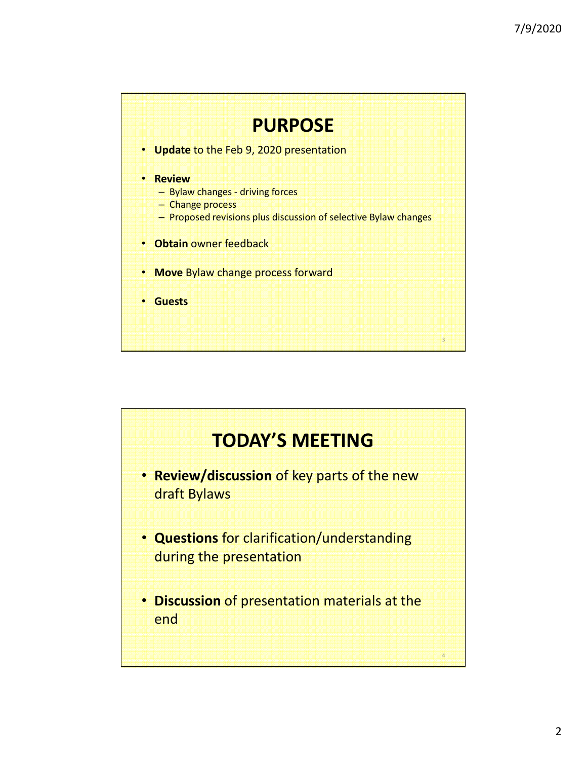# PURPOSE

- **Update** to the Feb 9, 2020 presentation
- **Review**
  - Bylaw changes - driving forces
  - Change process
  - Proposed revisions plus discussion of selective Bylaw changes
- **Obtain** owner feedback
- **Move** Bylaw change process forward
- **Guests**

# TODAY'S MEETING

- **Review/discussion** of key parts of the new draft Bylaws
- **Questions** for clarification/understanding during the presentation
- **Discussion** of presentation materials at the end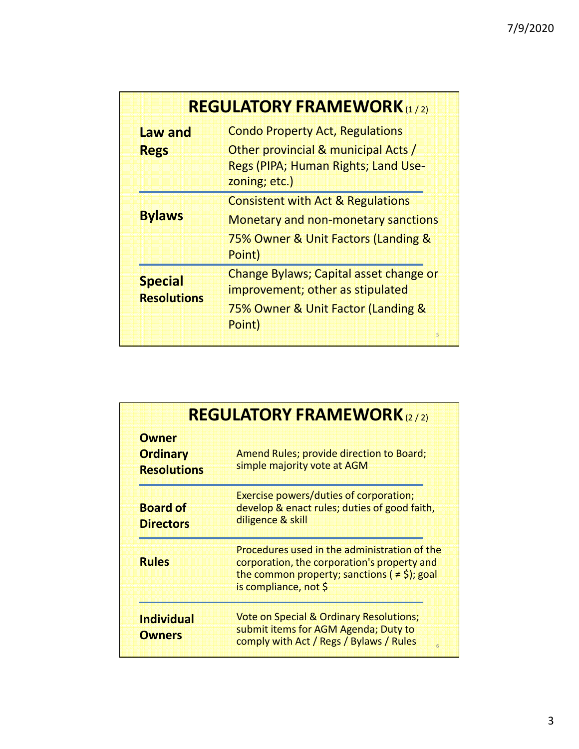## REGULATORY FRAMEWORK (1 / 2)

| | |
|---|---|
| **Law and Regs** | Condo Property Act, Regulations<br>Other provincial & municipal Acts / Regs (PIPA; Human Rights; Land Use-zoning; etc.) |
| **Bylaws** | Consistent with Act & Regulations<br>Monetary and non-monetary sanctions<br>75% Owner & Unit Factors (Landing & Point) |
| **Special Resolutions** | Change Bylaws; Capital asset change or improvement; other as stipulated<br>75% Owner & Unit Factor (Landing & Point) |

## REGULATORY FRAMEWORK (2 / 2)

| | |
|---|---|
| **Owner Ordinary Resolutions** | Amend Rules; provide direction to Board; simple majority vote at AGM |
| **Board of Directors** | Exercise powers/duties of corporation; develop & enact rules; duties of good faith, diligence & skill |
| **Rules** | Procedures used in the administration of the corporation, the corporation's property and the common property; sanctions ( ≠ $); goal is compliance, not $ |
| **Individual Owners** | Vote on Special & Ordinary Resolutions; submit items for AGM Agenda; Duty to comply with Act / Regs / Bylaws / Rules |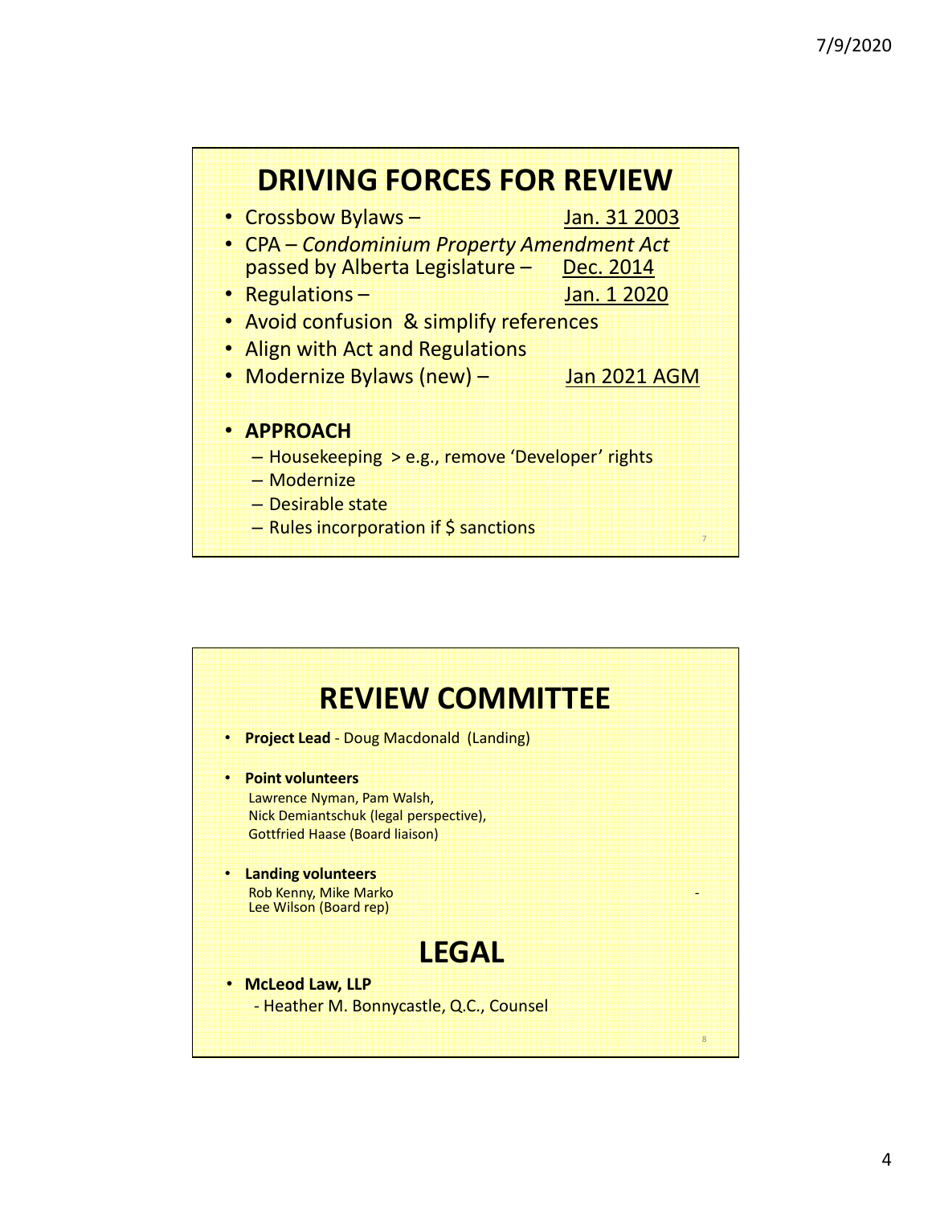## DRIVING FORCES FOR REVIEW

- Crossbow Bylaws – Jan. 31 2003
- CPA – *Condominium Property Amendment Act* passed by Alberta Legislature – Dec. 2014
- Regulations – Jan. 1 2020
- Avoid confusion & simplify references
- Align with Act and Regulations
- Modernize Bylaws (new) – Jan 2021 AGM

- **APPROACH**
  - Housekeeping > e.g., remove 'Developer' rights
  - Modernize
  - Desirable state
  - Rules incorporation if $ sanctions

## REVIEW COMMITTEE

- **Project Lead** - Doug Macdonald (Landing)

- **Point volunteers**
  Lawrence Nyman, Pam Walsh,
  Nick Demiantschuk (legal perspective),
  Gottfried Haase (Board liaison)

- **Landing volunteers**
  Rob Kenny, Mike Marko
  Lee Wilson (Board rep)

## LEGAL

- **McLeod Law, LLP**
  - Heather M. Bonnycastle, Q.C., Counsel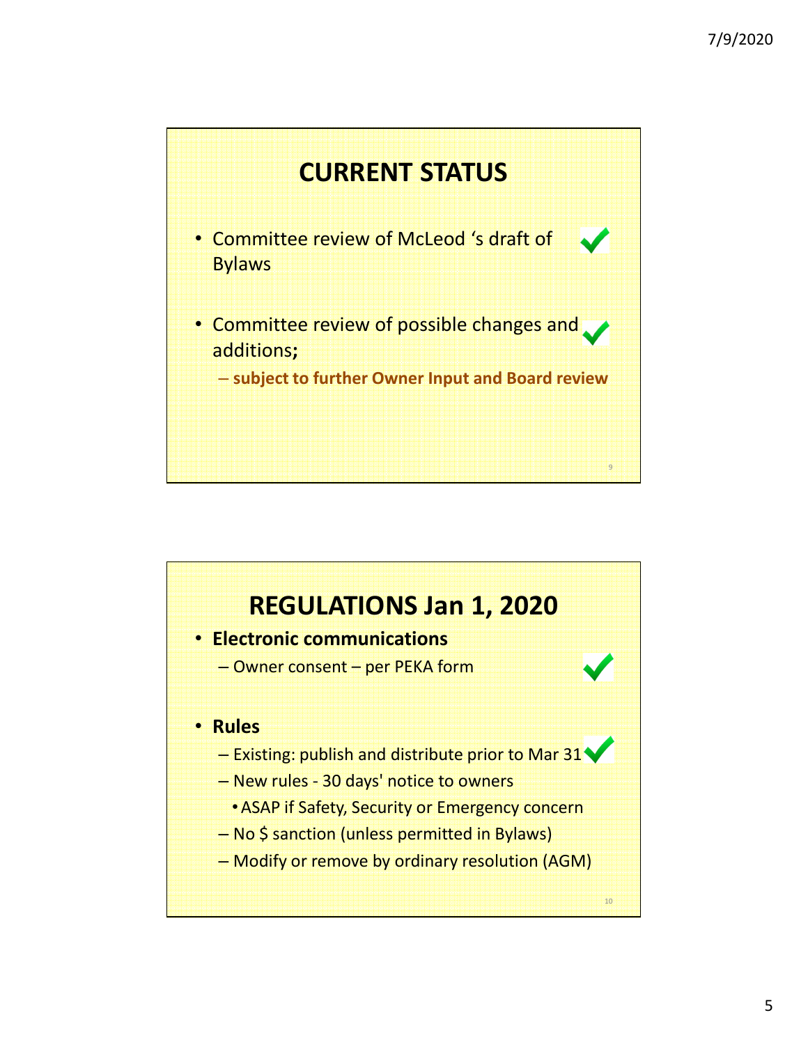## CURRENT STATUS

- Committee review of McLeod 's draft of Bylaws ✓
- Committee review of possible changes and additions; ✓
  - **subject to further Owner Input and Board review**

## REGULATIONS Jan 1, 2020

- **Electronic communications**
  - Owner consent – per PEKA form ✓
- **Rules**
  - Existing: publish and distribute prior to Mar 31 ✓
  - New rules - 30 days' notice to owners
    - ASAP if Safety, Security or Emergency concern
  - No $ sanction (unless permitted in Bylaws)
  - Modify or remove by ordinary resolution (AGM)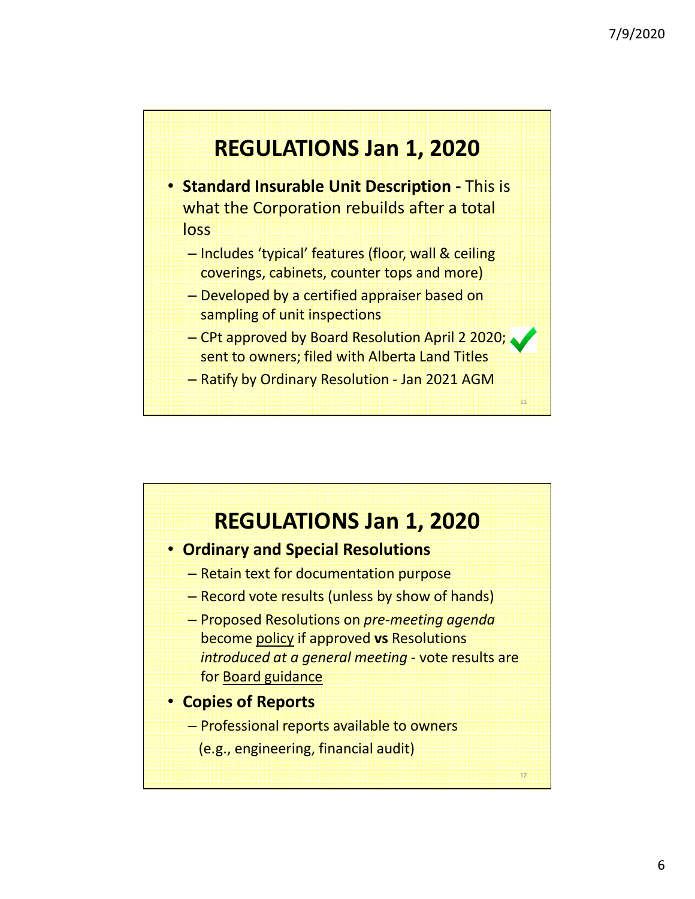## REGULATIONS Jan 1, 2020

- **Standard Insurable Unit Description -** This is what the Corporation rebuilds after a total loss
  - Includes 'typical' features (floor, wall & ceiling coverings, cabinets, counter tops and more)
  - Developed by a certified appraiser based on sampling of unit inspections
  - CPt approved by Board Resolution April 2 2020; ✔ sent to owners; filed with Alberta Land Titles
  - Ratify by Ordinary Resolution - Jan 2021 AGM

## REGULATIONS Jan 1, 2020

- **Ordinary and Special Resolutions**
  - Retain text for documentation purpose
  - Record vote results (unless by show of hands)
  - Proposed Resolutions on *pre-meeting agenda* become policy if approved **vs** Resolutions *introduced at a general meeting* - vote results are for Board guidance
- **Copies of Reports**
  - Professional reports available to owners (e.g., engineering, financial audit)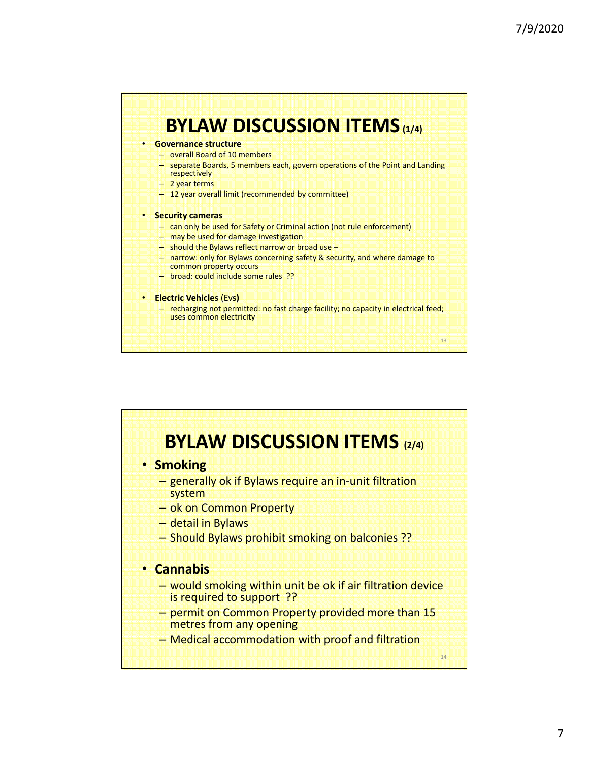# BYLAW DISCUSSION ITEMS (1/4)

- **Governance structure**
  - overall Board of 10 members
  - separate Boards, 5 members each, govern operations of the Point and Landing respectively
  - 2 year terms
  - 12 year overall limit (recommended by committee)
- **Security cameras**
  - can only be used for Safety or Criminal action (not rule enforcement)
  - may be used for damage investigation
  - should the Bylaws reflect narrow or broad use –
  - narrow: only for Bylaws concerning safety & security, and where damage to common property occurs
  - broad: could include some rules ??
- **Electric Vehicles** (Ev**s)**
  - recharging not permitted: no fast charge facility; no capacity in electrical feed; uses common electricity

# BYLAW DISCUSSION ITEMS (2/4)

- **Smoking**
  - generally ok if Bylaws require an in-unit filtration system
  - ok on Common Property
  - detail in Bylaws
  - Should Bylaws prohibit smoking on balconies ??
- **Cannabis**
  - would smoking within unit be ok if air filtration device is required to support ??
  - permit on Common Property provided more than 15 metres from any opening
  - Medical accommodation with proof and filtration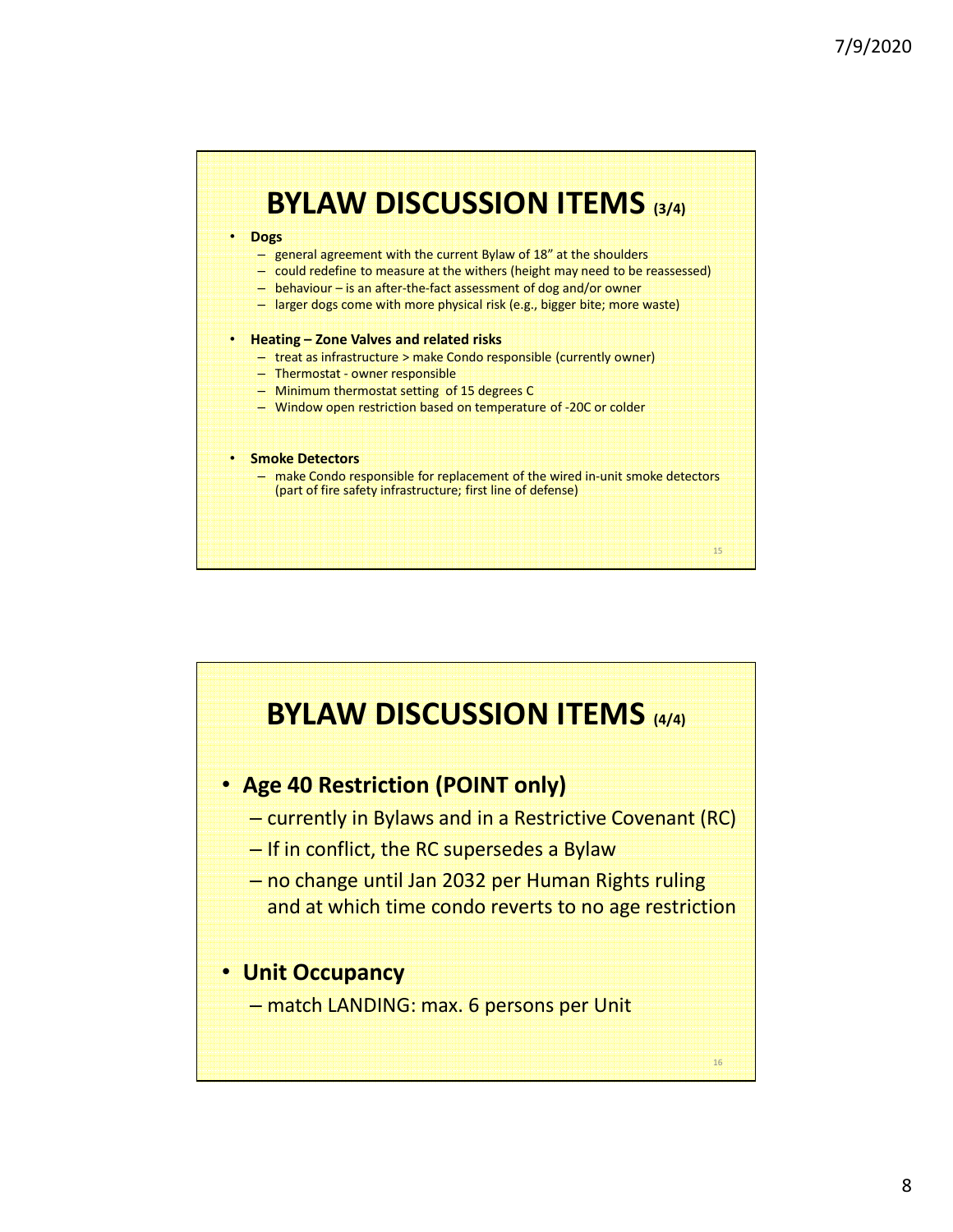# BYLAW DISCUSSION ITEMS (3/4)

- **Dogs**
  - general agreement with the current Bylaw of 18" at the shoulders
  - could redefine to measure at the withers (height may need to be reassessed)
  - behaviour – is an after-the-fact assessment of dog and/or owner
  - larger dogs come with more physical risk (e.g., bigger bite; more waste)
- **Heating – Zone Valves and related risks**
  - treat as infrastructure > make Condo responsible (currently owner)
  - Thermostat - owner responsible
  - Minimum thermostat setting of 15 degrees C
  - Window open restriction based on temperature of -20C or colder
- **Smoke Detectors**
  - make Condo responsible for replacement of the wired in-unit smoke detectors (part of fire safety infrastructure; first line of defense)

# BYLAW DISCUSSION ITEMS (4/4)

- **Age 40 Restriction (POINT only)**
  - currently in Bylaws and in a Restrictive Covenant (RC)
  - If in conflict, the RC supersedes a Bylaw
  - no change until Jan 2032 per Human Rights ruling and at which time condo reverts to no age restriction
- **Unit Occupancy**
  - match LANDING: max. 6 persons per Unit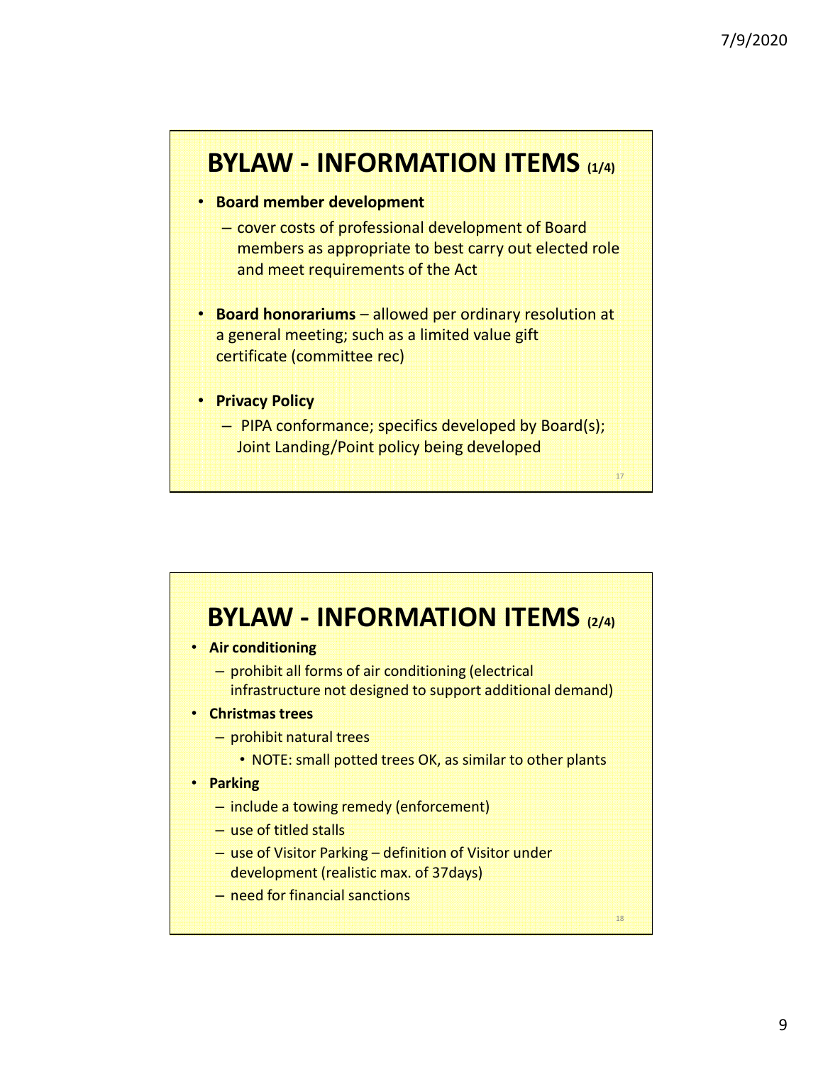## BYLAW - INFORMATION ITEMS (1/4)

- **Board member development**
  - cover costs of professional development of Board members as appropriate to best carry out elected role and meet requirements of the Act
- **Board honorariums** – allowed per ordinary resolution at a general meeting; such as a limited value gift certificate (committee rec)
- **Privacy Policy**
  - PIPA conformance; specifics developed by Board(s); Joint Landing/Point policy being developed

## BYLAW - INFORMATION ITEMS (2/4)

- **Air conditioning**
  - prohibit all forms of air conditioning (electrical infrastructure not designed to support additional demand)
- **Christmas trees**
  - prohibit natural trees
    - NOTE: small potted trees OK, as similar to other plants
- **Parking**
  - include a towing remedy (enforcement)
  - use of titled stalls
  - use of Visitor Parking – definition of Visitor under development (realistic max. of 37days)
  - need for financial sanctions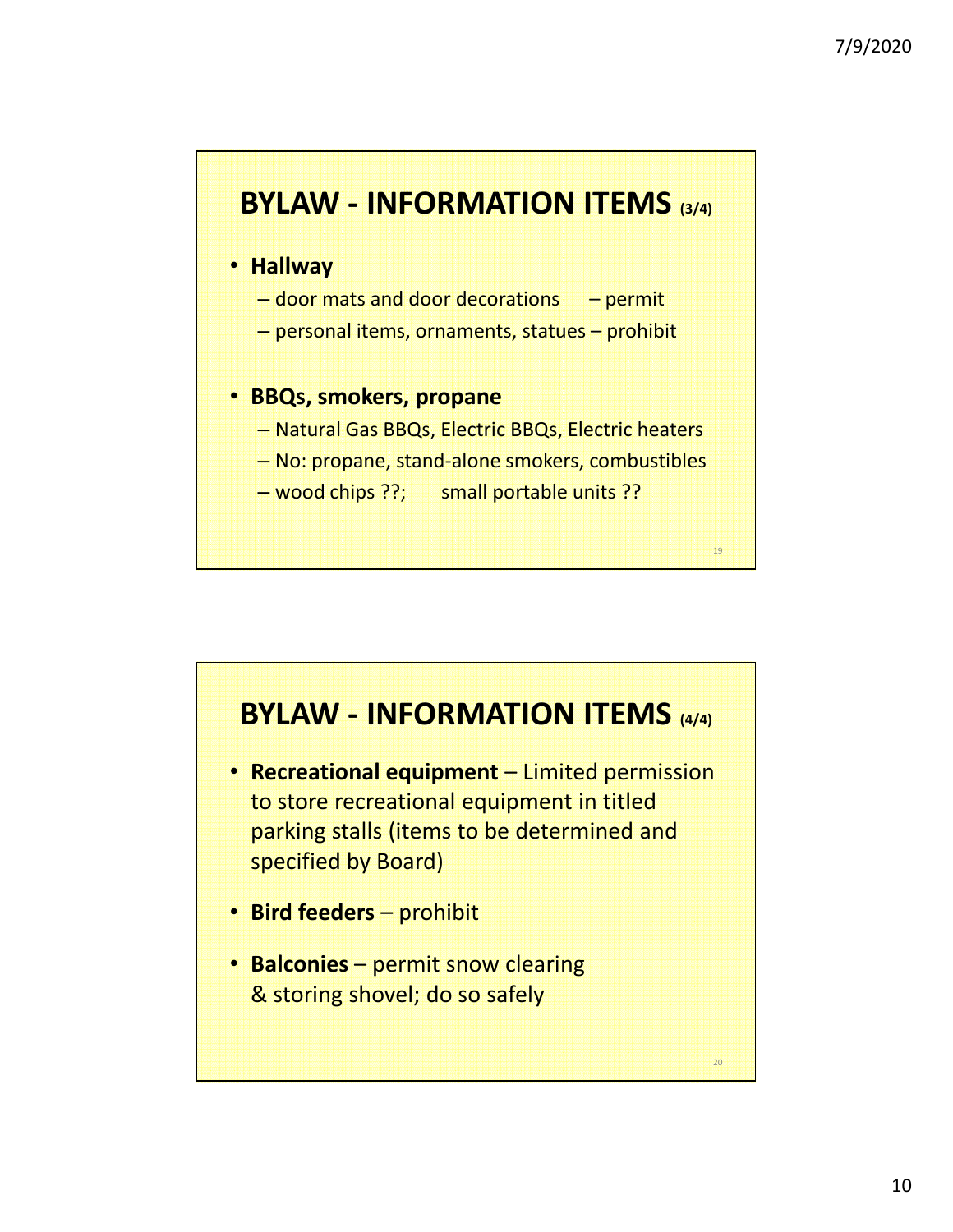## BYLAW - INFORMATION ITEMS (3/4)

- **Hallway**
  - door mats and door decorations – permit
  - personal items, ornaments, statues – prohibit
- **BBQs, smokers, propane**
  - Natural Gas BBQs, Electric BBQs, Electric heaters
  - No: propane, stand-alone smokers, combustibles
  - wood chips ??; small portable units ??

## BYLAW - INFORMATION ITEMS (4/4)

- **Recreational equipment** – Limited permission to store recreational equipment in titled parking stalls (items to be determined and specified by Board)
- **Bird feeders** – prohibit
- **Balconies** – permit snow clearing & storing shovel; do so safely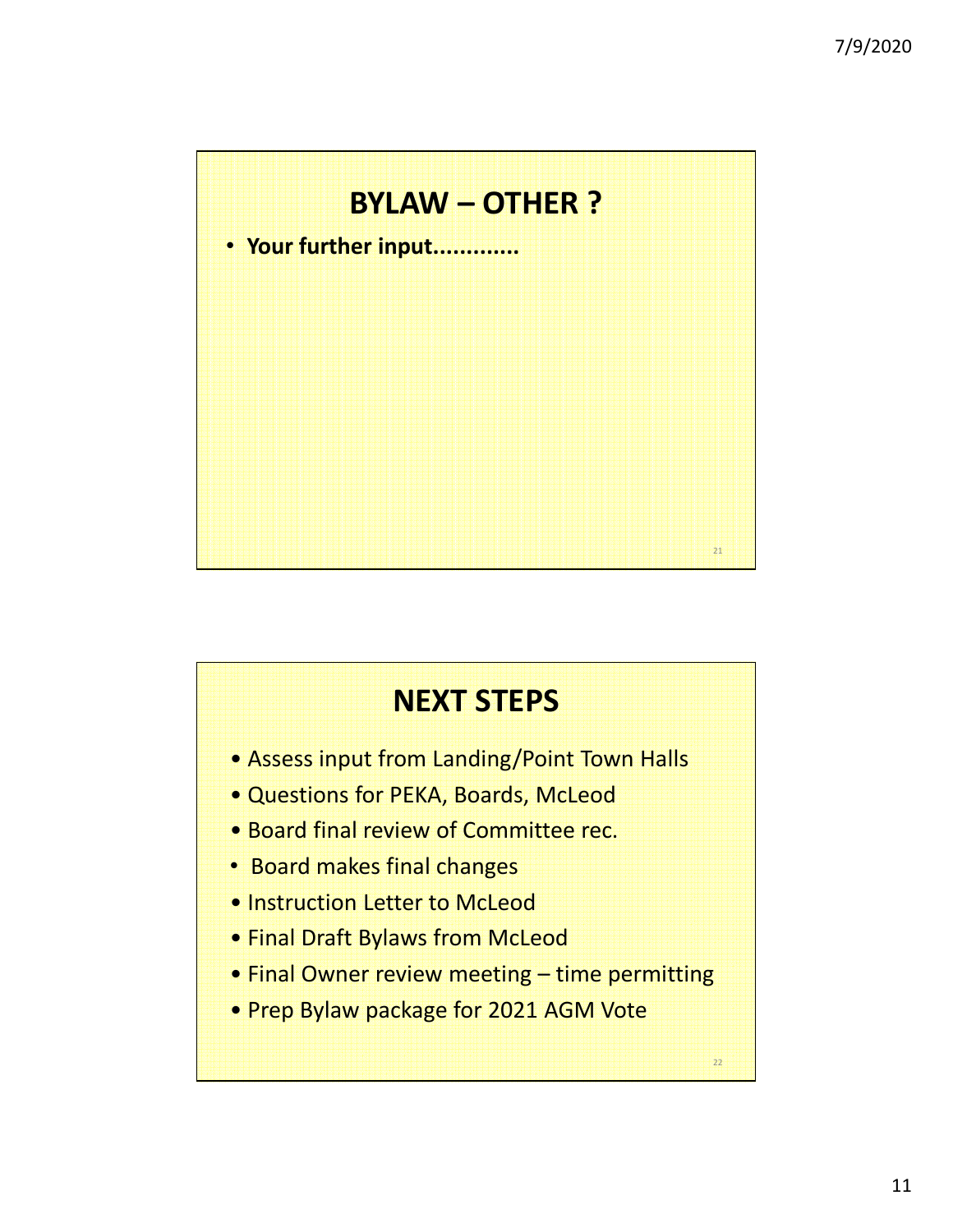## BYLAW – OTHER ?

- **Your further input............**

## NEXT STEPS

- Assess input from Landing/Point Town Halls
- Questions for PEKA, Boards, McLeod
- Board final review of Committee rec.
- Board makes final changes
- Instruction Letter to McLeod
- Final Draft Bylaws from McLeod
- Final Owner review meeting – time permitting
- Prep Bylaw package for 2021 AGM Vote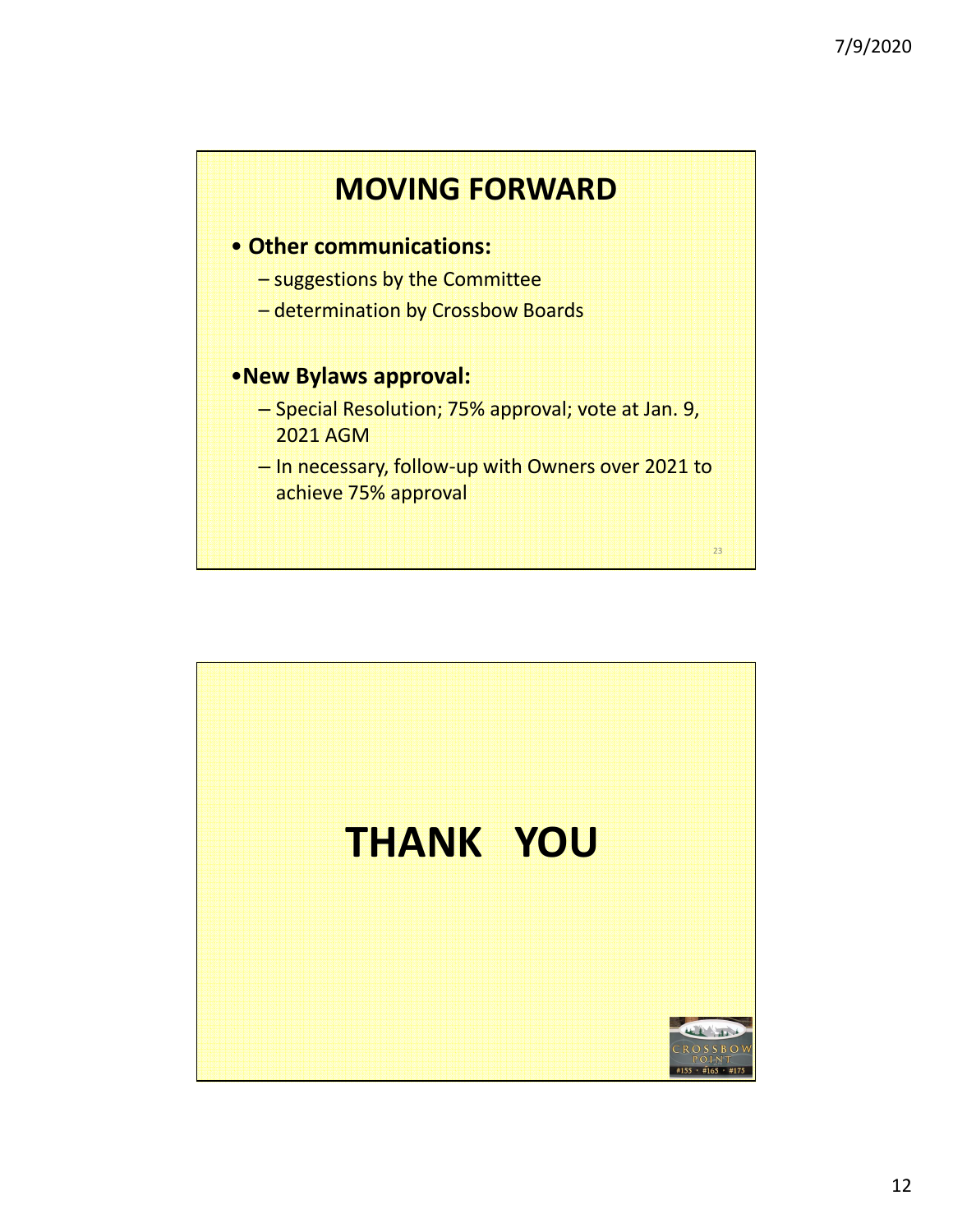## MOVING FORWARD

- **Other communications:**
  - suggestions by the Committee
  - determination by Crossbow Boards

- **New Bylaws approval:**
  - Special Resolution; 75% approval; vote at Jan. 9, 2021 AGM
  - In necessary, follow-up with Owners over 2021 to achieve 75% approval

# THANK YOU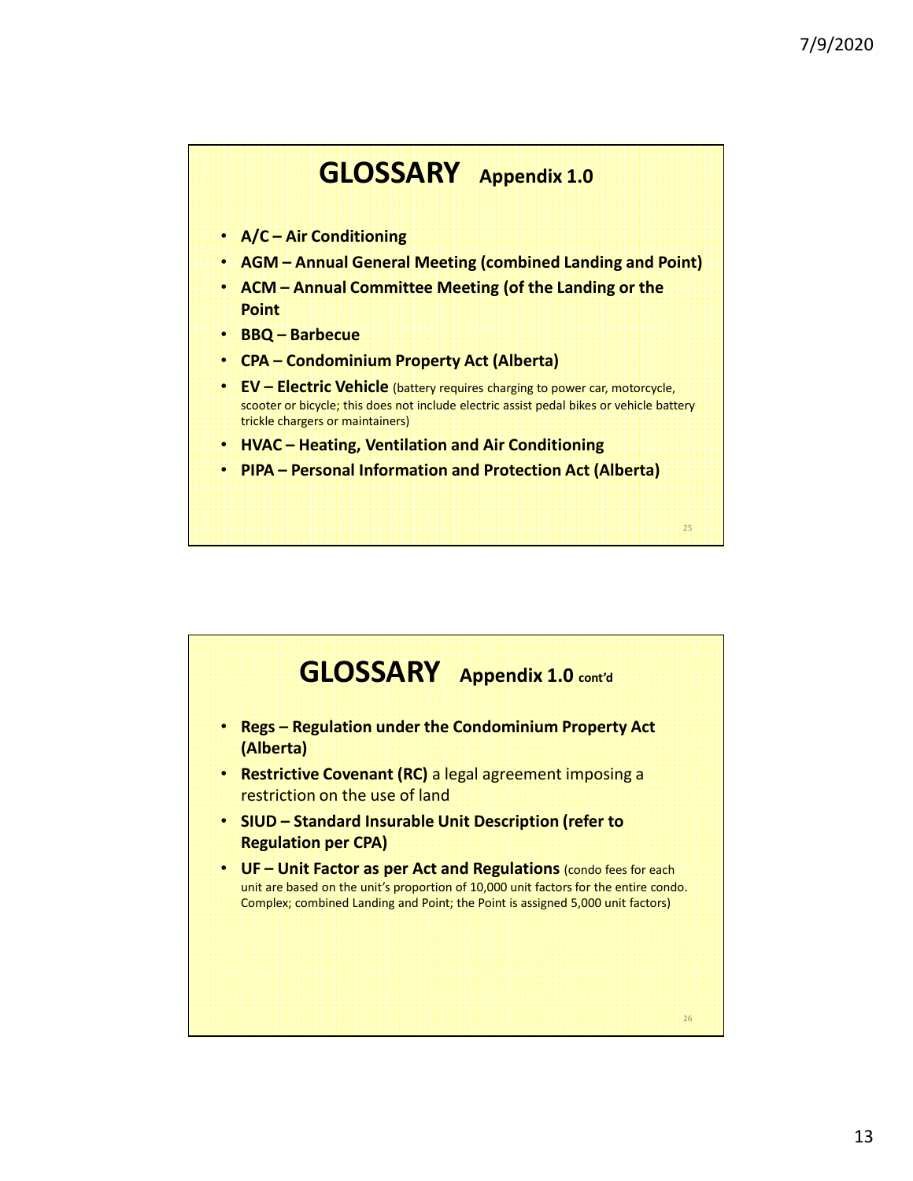# GLOSSARY Appendix 1.0

- **A/C – Air Conditioning**
- **AGM – Annual General Meeting (combined Landing and Point)**
- **ACM – Annual Committee Meeting (of the Landing or the Point**
- **BBQ – Barbecue**
- **CPA – Condominium Property Act (Alberta)**
- **EV – Electric Vehicle** (battery requires charging to power car, motorcycle, scooter or bicycle; this does not include electric assist pedal bikes or vehicle battery trickle chargers or maintainers)
- **HVAC – Heating, Ventilation and Air Conditioning**
- **PIPA – Personal Information and Protection Act (Alberta)**

# GLOSSARY Appendix 1.0 cont'd

- **Regs – Regulation under the Condominium Property Act (Alberta)**
- **Restrictive Covenant (RC)** a legal agreement imposing a restriction on the use of land
- **SIUD – Standard Insurable Unit Description (refer to Regulation per CPA)**
- **UF – Unit Factor as per Act and Regulations** (condo fees for each unit are based on the unit's proportion of 10,000 unit factors for the entire condo. Complex; combined Landing and Point; the Point is assigned 5,000 unit factors)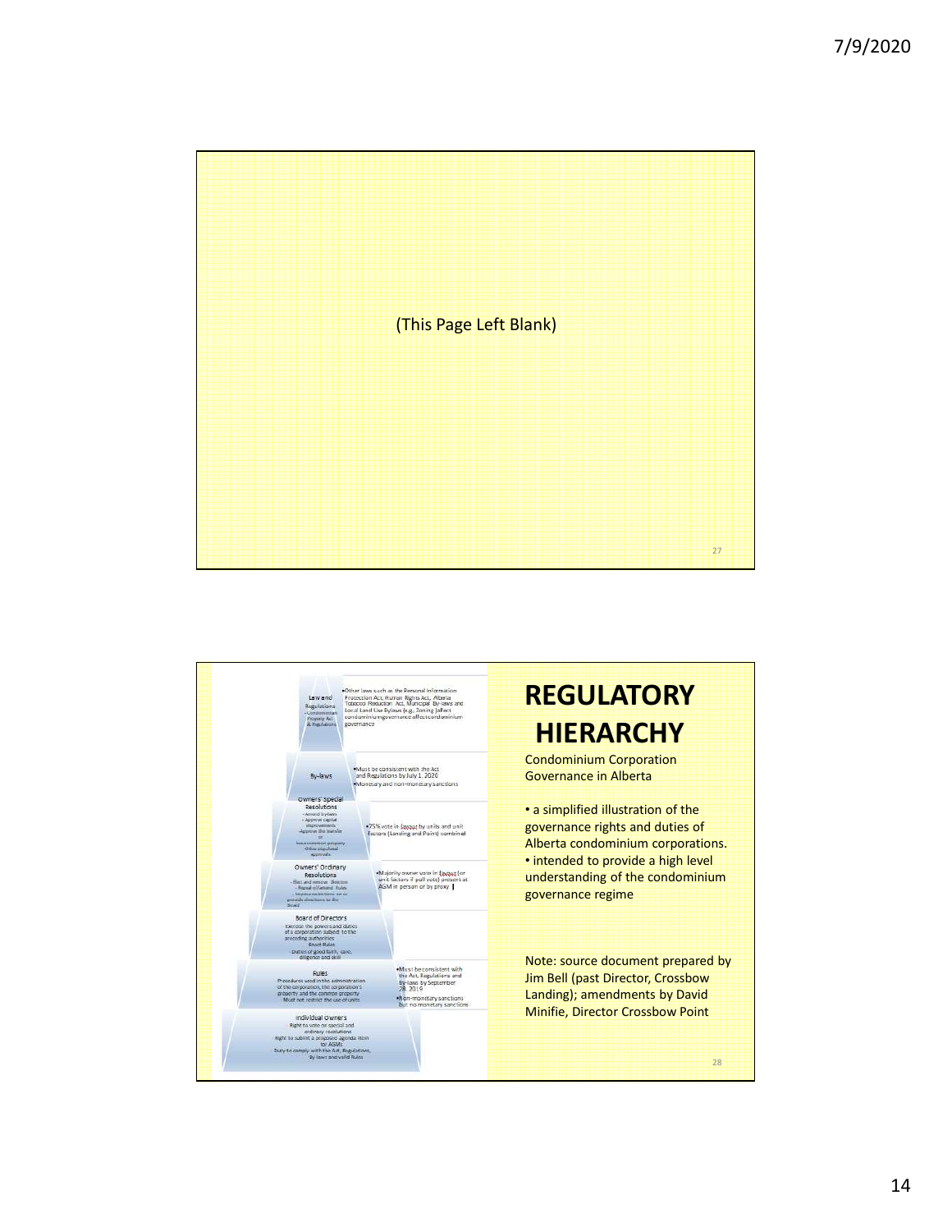(This Page Left Blank)

| Level | Description |
| --- | --- |
| Law and Regulations - Condominium Property Act & Regulations | •Other laws such as the Personal Information Protection Act, Human Rights Act, Alberta Tobacco Reduction Act, Municipal By-laws and Local Land Use Bylaws (e.g., Zoning) affect condominium governance affect condominium governance |
| By-laws | •Must be consistent with the Act and Regulations by July 1, 2020 •Monetary and non-monetary sanctions |
| Owners' Special Resolutions - Amend bylaws - Approve capital improvements - Approve the transfer or lease common property - Other stipulated approvals | •75% vote in favour by units and unit factors (Landing and Point) combined |
| Owners' Ordinary Resolutions - Elect and remove Directors - Repeal of/amend Rules - Impose restrictions on or provide directions to the Board | •Majority owner vote in favour (or unit factors if poll vote) present at AGM in person or by proxy |
| Board of Directors Exercise the powers and duties of a corporation subject to the preceding authorities Board Rules Duties of good faith, care, diligence and skill | |
| Rules Procedures used in the administration of the corporation, the corporation's property and the common property Must not restrict the use of units | •Must be consistent with the Act, Regulations and By-laws by September 28, 2019 •Non-monetary sanctions but no monetary sanctions |
| Individual Owners Right to vote on special and ordinary resolutions Right to submit a proposed agenda item for AGMs Duty to comply with the Act, Regulations, By-laws and valid Rules | |

# REGULATORY HIERARCHY

Condominium Corporation Governance in Alberta

- a simplified illustration of the governance rights and duties of Alberta condominium corporations.
- intended to provide a high level understanding of the condominium governance regime

Note: source document prepared by Jim Bell (past Director, Crossbow Landing); amendments by David Minifie, Director Crossbow Point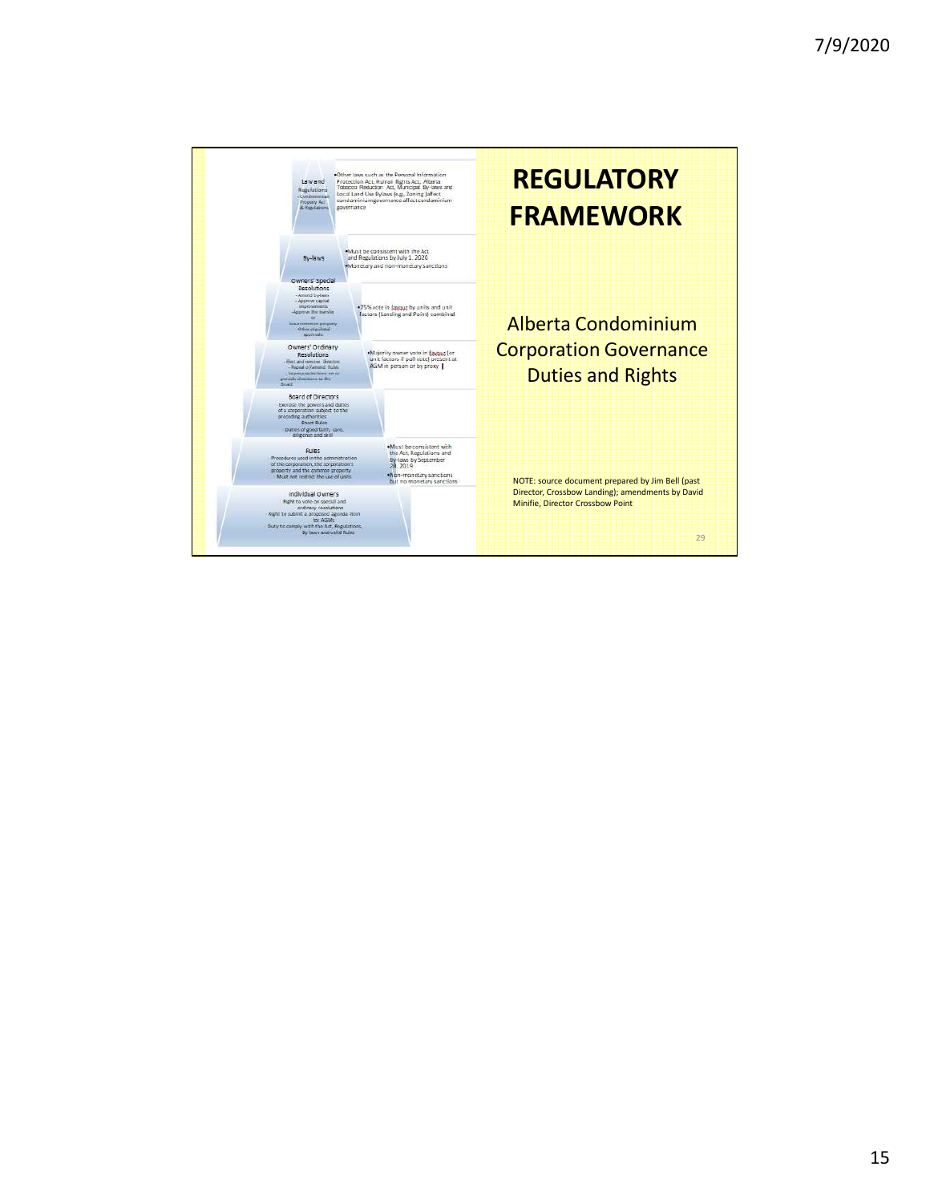# REGULATORY FRAMEWORK

Alberta Condominium Corporation Governance Duties and Rights

**Law and Regulations**
- Condominium Property Act & Regulations

- Other laws such as the Personal Information Protection Act, Human Rights Act, Alberta Tobacco Reduction Act, Municipal By-laws and Local Land Use Bylaws (e.g. Zoning) affect condominium governance

**By-laws**

- Must be consistent with the Act and Regulations by July 1, 2020
- Monetary and non-monetary sanctions

**Owners' Special Resolutions**
- Amend by-laws
- Approve capital improvements
- Approve the transfer or lease common property
- Other stipulated approvals

- 75% vote in favour by units and unit factors (Landing and Point) combined

**Owners' Ordinary Resolutions**
- Elect and remove Directors
- Repeal of/amend Rules
- Impose restrictions on or provide directions to the Board

- Majority owner vote in favour (or unit factors if poll vote) present at AGM in person or by proxy

**Board of Directors**
Exercise the powers and duties of a corporation subject to the preceding authorities
Enact Rules
Duties of good faith, care, diligence and skill

**Rules**
Procedures used in the administration of the corporation, the corporation's property and the common property
Must not restrict the use of units

- Must be consistent with the Act, Regulations and By-laws by September 28, 2019
- Non-monetary sanctions but no monetary sanctions

**Individual Owners**
Right to vote on special and ordinary resolutions
Right to submit a proposed agenda item for AGMs
Duty to comply with the Act, Regulations, By-laws and valid Rules

NOTE: source document prepared by Jim Bell (past Director, Crossbow Landing); amendments by David Minifie, Director Crossbow Point